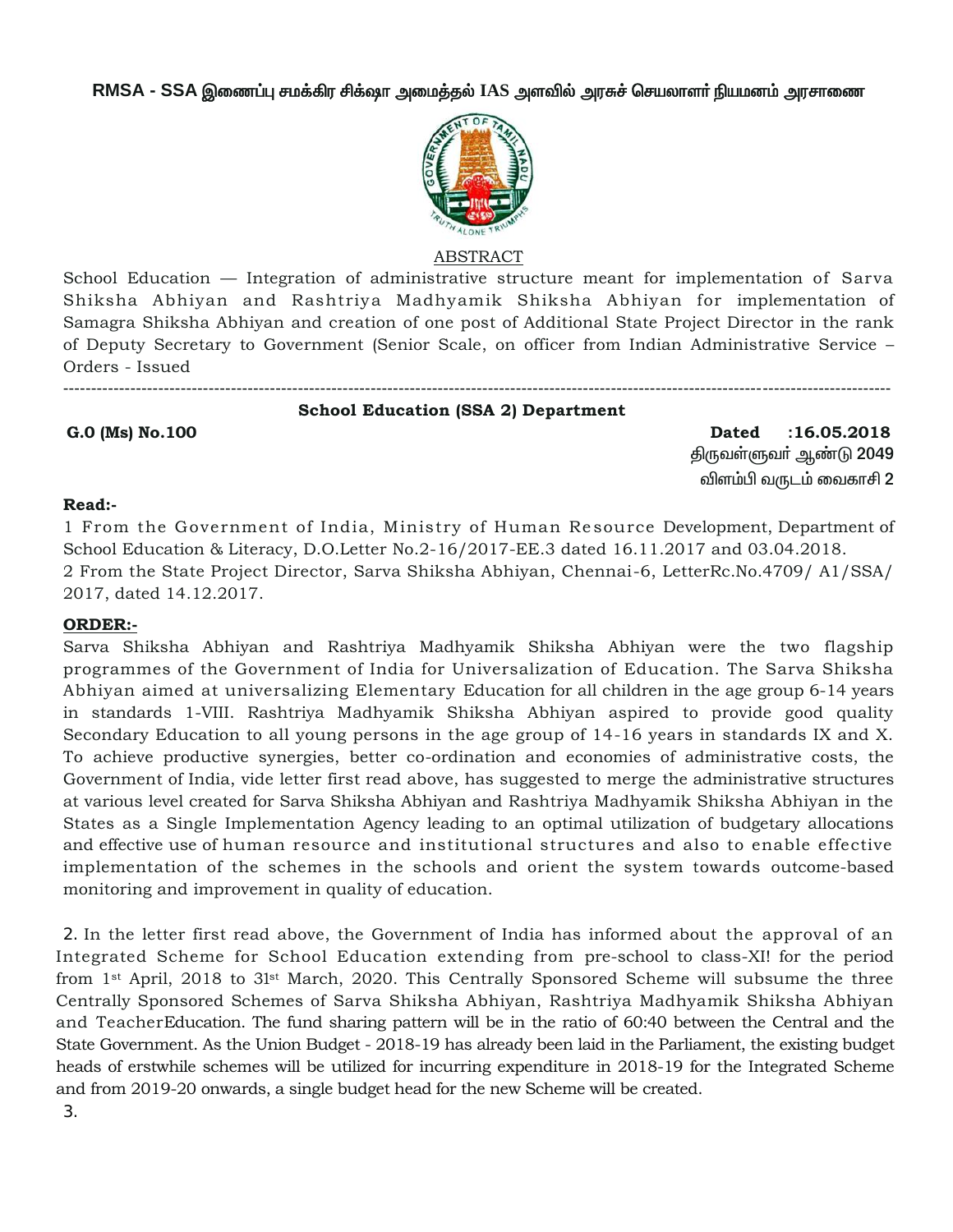**RMSA - SSA இணைப்பு சமக்கிர சிக்ஷா அமைத்தல் IAS அளவில் அரசுச் செயலாளர் நியமனம் அரசாணை**

ABSTRACT

School Education — Integration of administrative structure meant for implementation of Sarva Shiksha Abhiyan and Rashtriya Madhyamik Shiksha Abhiyan for implementation of Samagra Shiksha Abhiyan and creation of one post of Additional State Project Director in the rank of Deputy Secretary to Government (Senior Scale, on officer from Indian Administrative Service – Orders - Issued

---

**School Education (SSA 2) Department**

**G.0 (Ms) No.100** **Dated :16.05.2018**

திருவள்ளுவர் ஆண்டு 2049

விளம்பி வருடம் வைகாசி 2

**Read:-**

1 From the Government of India, Ministry of Human Resource Development, Department of School Education & Literacy, D.O.Letter No.2-16/2017-EE.3 dated 16.11.2017 and 03.04.2018.

2 From the State Project Director, Sarva Shiksha Abhiyan, Chennai-6, LetterRc.No.4709/ A1/SSA/ 2017, dated 14.12.2017.

**ORDER:-**

Sarva Shiksha Abhiyan and Rashtriya Madhyamik Shiksha Abhiyan were the two flagship programmes of the Government of India for Universalization of Education. The Sarva Shiksha Abhiyan aimed at universalizing Elementary Education for all children in the age group 6-14 years in standards 1-VIII. Rashtriya Madhyamik Shiksha Abhiyan aspired to provide good quality Secondary Education to all young persons in the age group of 14-16 years in standards IX and X. To achieve productive synergies, better co-ordination and economies of administrative costs, the Government of India, vide letter first read above, has suggested to merge the administrative structures at various level created for Sarva Shiksha Abhiyan and Rashtriya Madhyamik Shiksha Abhiyan in the States as a Single Implementation Agency leading to an optimal utilization of budgetary allocations and effective use of human resource and institutional structures and also to enable effective implementation of the schemes in the schools and orient the system towards outcome-based monitoring and improvement in quality of education.

2. In the letter first read above, the Government of India has informed about the approval of an Integrated Scheme for School Education extending from pre-school to class-XI! for the period from 1st April, 2018 to 31st March, 2020. This Centrally Sponsored Scheme will subsume the three Centrally Sponsored Schemes of Sarva Shiksha Abhiyan, Rashtriya Madhyamik Shiksha Abhiyan and TeacherEducation. The fund sharing pattern will be in the ratio of 60:40 between the Central and the State Government. As the Union Budget - 2018-19 has already been laid in the Parliament, the existing budget heads of erstwhile schemes will be utilized for incurring expenditure in 2018-19 for the Integrated Scheme and from 2019-20 onwards, a single budget head for the new Scheme will be created.

3.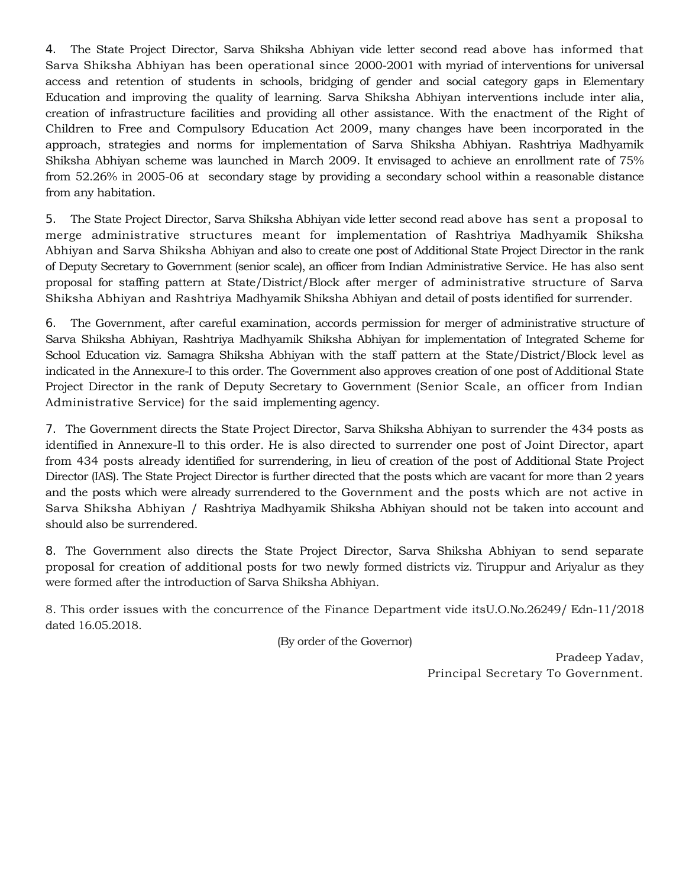4. The State Project Director, Sarva Shiksha Abhiyan vide letter second read above has informed that Sarva Shiksha Abhiyan has been operational since 2000-2001 with myriad of interventions for universal access and retention of students in schools, bridging of gender and social category gaps in Elementary Education and improving the quality of learning. Sarva Shiksha Abhiyan interventions include inter alia, creation of infrastructure facilities and providing all other assistance. With the enactment of the Right of Children to Free and Compulsory Education Act 2009, many changes have been incorporated in the approach, strategies and norms for implementation of Sarva Shiksha Abhiyan. Rashtriya Madhyamik Shiksha Abhiyan scheme was launched in March 2009. It envisaged to achieve an enrollment rate of 75% from 52.26% in 2005-06 at secondary stage by providing a secondary school within a reasonable distance from any habitation.

5. The State Project Director, Sarva Shiksha Abhiyan vide letter second read above has sent a proposal to merge administrative structures meant for implementation of Rashtriya Madhyamik Shiksha Abhiyan and Sarva Shiksha Abhiyan and also to create one post of Additional State Project Director in the rank of Deputy Secretary to Government (senior scale), an officer from Indian Administrative Service. He has also sent proposal for staffing pattern at State/District/Block after merger of administrative structure of Sarva Shiksha Abhiyan and Rashtriya Madhyamik Shiksha Abhiyan and detail of posts identified for surrender.

6. The Government, after careful examination, accords permission for merger of administrative structure of Sarva Shiksha Abhiyan, Rashtriya Madhyamik Shiksha Abhiyan for implementation of Integrated Scheme for School Education viz. Samagra Shiksha Abhiyan with the staff pattern at the State/District/Block level as indicated in the Annexure-I to this order. The Government also approves creation of one post of Additional State Project Director in the rank of Deputy Secretary to Government (Senior Scale, an officer from Indian Administrative Service) for the said implementing agency.

7. The Government directs the State Project Director, Sarva Shiksha Abhiyan to surrender the 434 posts as identified in Annexure-Il to this order. He is also directed to surrender one post of Joint Director, apart from 434 posts already identified for surrendering, in lieu of creation of the post of Additional State Project Director (IAS). The State Project Director is further directed that the posts which are vacant for more than 2 years and the posts which were already surrendered to the Government and the posts which are not active in Sarva Shiksha Abhiyan / Rashtriya Madhyamik Shiksha Abhiyan should not be taken into account and should also be surrendered.

8. The Government also directs the State Project Director, Sarva Shiksha Abhiyan to send separate proposal for creation of additional posts for two newly formed districts viz. Tiruppur and Ariyalur as they were formed after the introduction of Sarva Shiksha Abhiyan.

8. This order issues with the concurrence of the Finance Department vide itsU.O.No.26249/ Edn-11/2018 dated 16.05.2018.

(By order of the Governor)

Pradeep Yadav,
Principal Secretary To Government.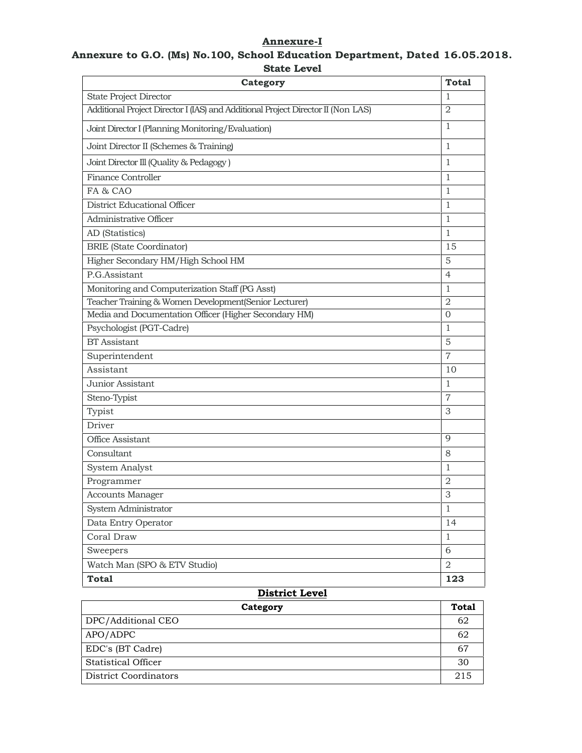# Annexure-I

## Annexure to G.O. (Ms) No.100, School Education Department, Dated 16.05.2018.

### State Level

| Category | Total |
|---|---|
| State Project Director | 1 |
| Additional Project Director I (IAS) and Additional Project Director II (Non LAS) | 2 |
| Joint Director I (Planning Monitoring/Evaluation) | 1 |
| Joint Director II (Schemes & Training) | 1 |
| Joint Director Ill (Quality & Pedagogy ) | 1 |
| Finance Controller | 1 |
| FA & CAO | 1 |
| District Educational Officer | 1 |
| Administrative Officer | 1 |
| AD (Statistics) | 1 |
| BRIE (State Coordinator) | 15 |
| Higher Secondary HM/High School HM | 5 |
| P.G.Assistant | 4 |
| Monitoring and Computerization Staff (PG Asst) | 1 |
| Teacher Training & Women Development(Senior Lecturer) | 2 |
| Media and Documentation Officer (Higher Secondary HM) | 0 |
| Psychologist (PGT-Cadre) | 1 |
| BT Assistant | 5 |
| Superintendent | 7 |
| Assistant | 10 |
| Junior Assistant | 1 |
| Steno-Typist | 7 |
| Typist | 3 |
| Driver | |
| Office Assistant | 9 |
| Consultant | 8 |
| System Analyst | 1 |
| Programmer | 2 |
| Accounts Manager | 3 |
| System Administrator | 1 |
| Data Entry Operator | 14 |
| Coral Draw | 1 |
| Sweepers | 6 |
| Watch Man (SPO & ETV Studio) | 2 |
| **Total** | **123** |

### District Level

| Category | Total |
|---|---|
| DPC/Additional CEO | 62 |
| APO/ADPC | 62 |
| EDC's (BT Cadre) | 67 |
| Statistical Officer | 30 |
| District Coordinators | 215 |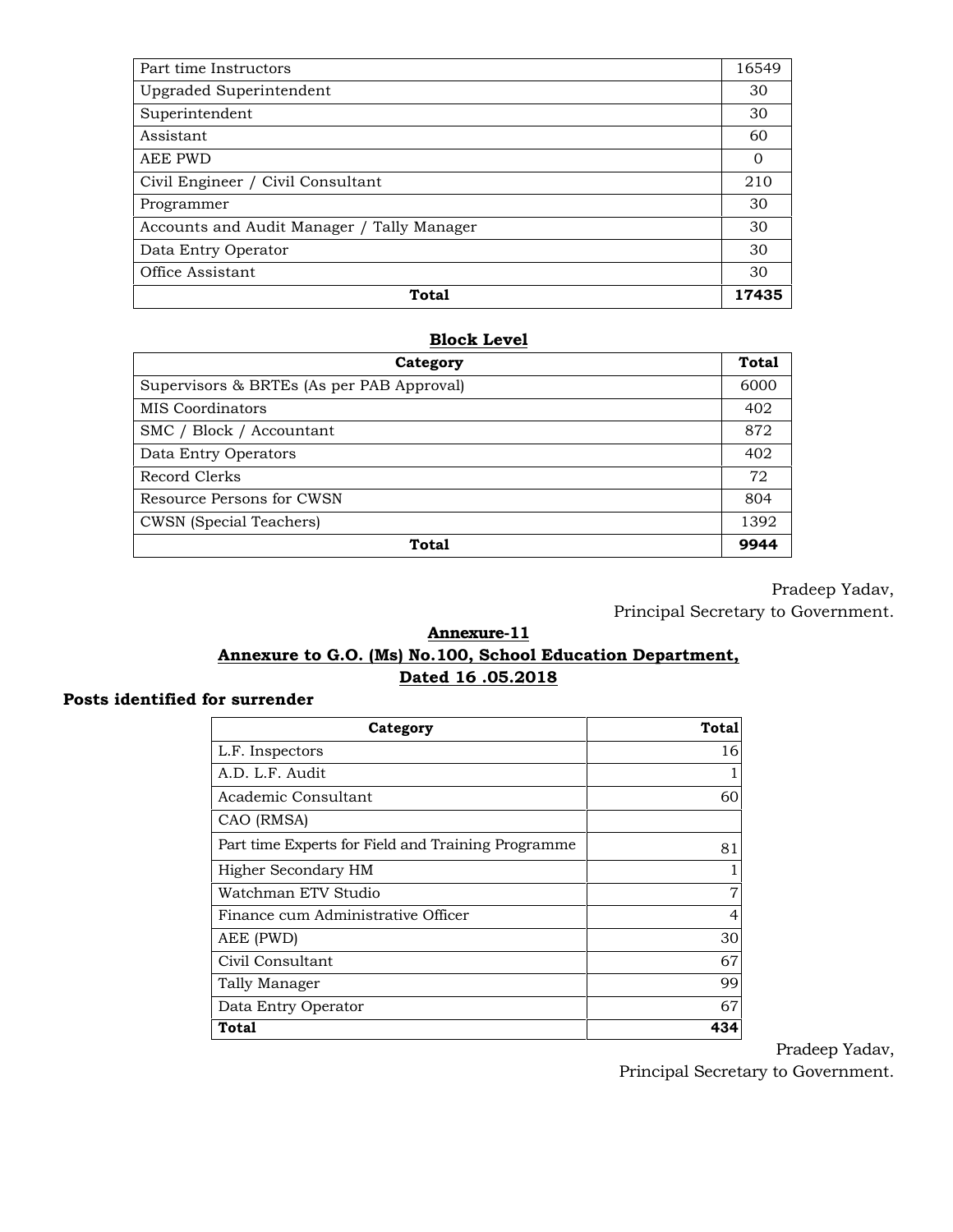| | |
|---|---|
| Part time Instructors | 16549 |
| Upgraded Superintendent | 30 |
| Superintendent | 30 |
| Assistant | 60 |
| AEE PWD | 0 |
| Civil Engineer / Civil Consultant | 210 |
| Programmer | 30 |
| Accounts and Audit Manager / Tally Manager | 30 |
| Data Entry Operator | 30 |
| Office Assistant | 30 |
| **Total** | **17435** |

## Block Level

| Category | Total |
|---|---|
| Supervisors & BRTEs (As per PAB Approval) | 6000 |
| MIS Coordinators | 402 |
| SMC / Block / Accountant | 872 |
| Data Entry Operators | 402 |
| Record Clerks | 72 |
| Resource Persons for CWSN | 804 |
| CWSN (Special Teachers) | 1392 |
| **Total** | **9944** |

Pradeep Yadav,
Principal Secretary to Government.

## Annexure-11

## Annexure to G.O. (Ms) No.100, School Education Department, Dated 16 .05.2018

**Posts identified for surrender**

| Category | Total |
|---|---|
| L.F. Inspectors | 16 |
| A.D. L.F. Audit | 1 |
| Academic Consultant | 60 |
| CAO (RMSA) | |
| Part time Experts for Field and Training Programme | 81 |
| Higher Secondary HM | 1 |
| Watchman ETV Studio | 7 |
| Finance cum Administrative Officer | 4 |
| AEE (PWD) | 30 |
| Civil Consultant | 67 |
| Tally Manager | 99 |
| Data Entry Operator | 67 |
| **Total** | **434** |

Pradeep Yadav,
Principal Secretary to Government.